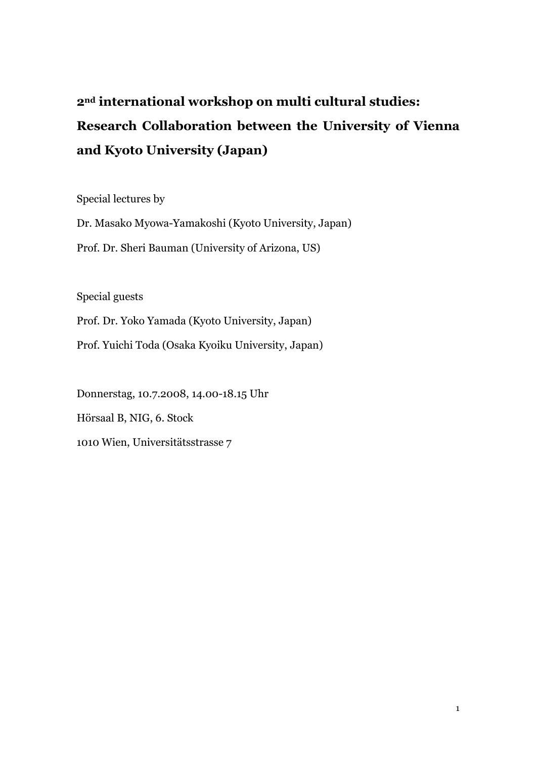# 2nd international workshop on multi cultural studies: Research Collaboration between the University of Vienna and Kyoto University (Japan)

Special lectures by

Dr. Masako Myowa-Yamakoshi (Kyoto University, Japan)

Prof. Dr. Sheri Bauman (University of Arizona, US)

Special guests

Prof. Dr. Yoko Yamada (Kyoto University, Japan)

Prof. Yuichi Toda (Osaka Kyoiku University, Japan)

Donnerstag, 10.7.2008, 14.00-18.15 Uhr

Hörsaal B, NIG, 6. Stock

1010 Wien, Universitätsstrasse 7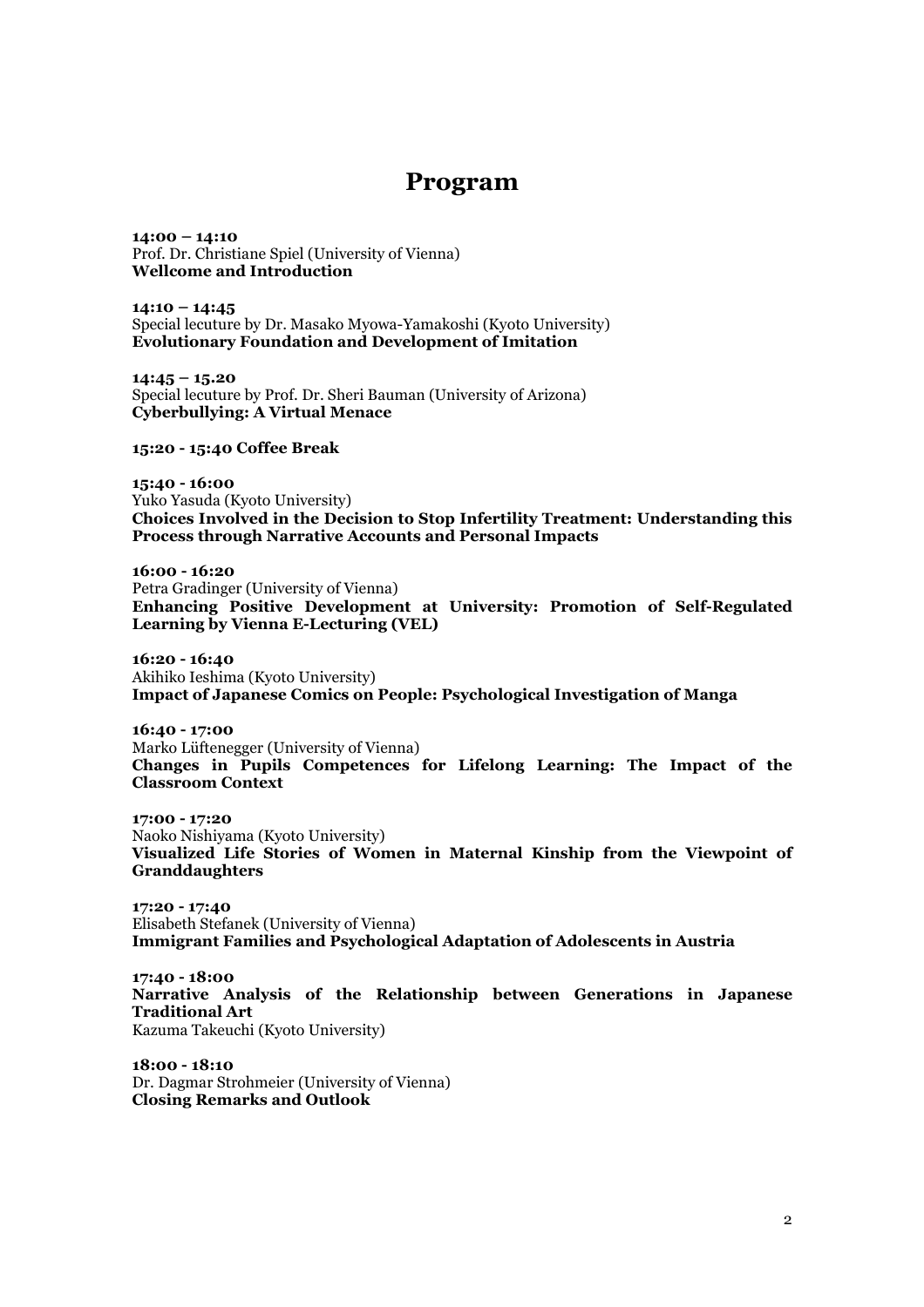# Program

**14:00 – 14:10**
Prof. Dr. Christiane Spiel (University of Vienna)
**Wellcome and Introduction**

**14:10 – 14:45**
Special lecuture by Dr. Masako Myowa-Yamakoshi (Kyoto University)
**Evolutionary Foundation and Development of Imitation**

**14:45 – 15.20**
Special lecuture by Prof. Dr. Sheri Bauman (University of Arizona)
**Cyberbullying: A Virtual Menace**

**15:20 - 15:40 Coffee Break**

**15:40 - 16:00**
Yuko Yasuda (Kyoto University)
**Choices Involved in the Decision to Stop Infertility Treatment: Understanding this Process through Narrative Accounts and Personal Impacts**

**16:00 - 16:20**
Petra Gradinger (University of Vienna)
**Enhancing Positive Development at University: Promotion of Self-Regulated Learning by Vienna E-Lecturing (VEL)**

**16:20 - 16:40**
Akihiko Ieshima (Kyoto University)
**Impact of Japanese Comics on People: Psychological Investigation of Manga**

**16:40 - 17:00**
Marko Lüftenegger (University of Vienna)
**Changes in Pupils Competences for Lifelong Learning: The Impact of the Classroom Context**

**17:00 - 17:20**
Naoko Nishiyama (Kyoto University)
**Visualized Life Stories of Women in Maternal Kinship from the Viewpoint of Granddaughters**

**17:20 - 17:40**
Elisabeth Stefanek (University of Vienna)
**Immigrant Families and Psychological Adaptation of Adolescents in Austria**

**17:40 - 18:00**
**Narrative Analysis of the Relationship between Generations in Japanese Traditional Art**
Kazuma Takeuchi (Kyoto University)

**18:00 - 18:10**
Dr. Dagmar Strohmeier (University of Vienna)
**Closing Remarks and Outlook**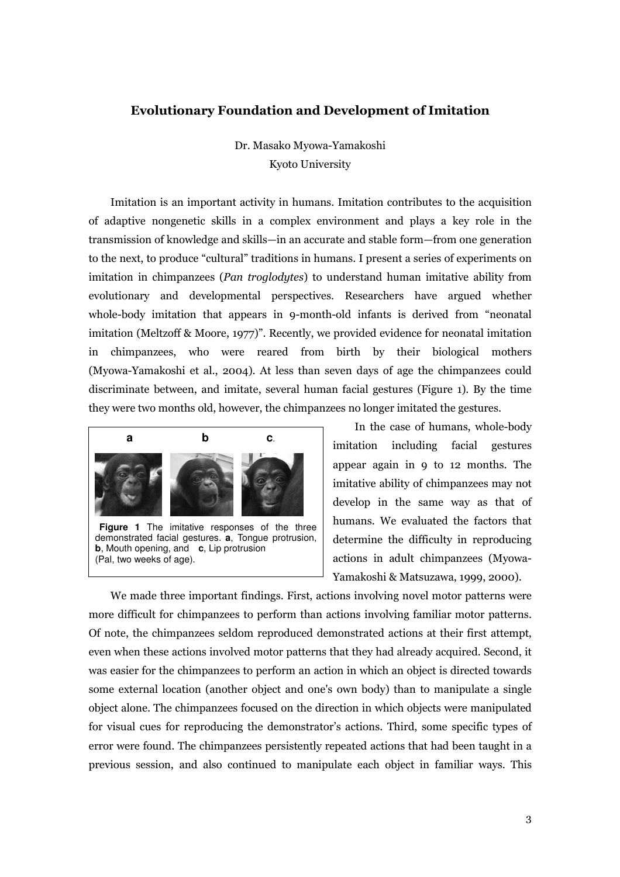## Evolutionary Foundation and Development of Imitation

Dr. Masako Myowa-Yamakoshi
Kyoto University

Imitation is an important activity in humans. Imitation contributes to the acquisition of adaptive nongenetic skills in a complex environment and plays a key role in the transmission of knowledge and skills—in an accurate and stable form—from one generation to the next, to produce "cultural" traditions in humans. I present a series of experiments on imitation in chimpanzees (*Pan troglodytes*) to understand human imitative ability from evolutionary and developmental perspectives. Researchers have argued whether whole-body imitation that appears in 9-month-old infants is derived from "neonatal imitation (Meltzoff & Moore, 1977)". Recently, we provided evidence for neonatal imitation in chimpanzees, who were reared from birth by their biological mothers (Myowa-Yamakoshi et al., 2004). At less than seven days of age the chimpanzees could discriminate between, and imitate, several human facial gestures (Figure 1). By the time they were two months old, however, the chimpanzees no longer imitated the gestures.

**Figure 1** The imitative responses of the three demonstrated facial gestures. **a**, Tongue protrusion, **b**, Mouth opening, and **c**, Lip protrusion (Pal, two weeks of age).

In the case of humans, whole-body imitation including facial gestures appear again in 9 to 12 months. The imitative ability of chimpanzees may not develop in the same way as that of humans. We evaluated the factors that determine the difficulty in reproducing actions in adult chimpanzees (Myowa-Yamakoshi & Matsuzawa, 1999, 2000).

We made three important findings. First, actions involving novel motor patterns were more difficult for chimpanzees to perform than actions involving familiar motor patterns. Of note, the chimpanzees seldom reproduced demonstrated actions at their first attempt, even when these actions involved motor patterns that they had already acquired. Second, it was easier for the chimpanzees to perform an action in which an object is directed towards some external location (another object and one's own body) than to manipulate a single object alone. The chimpanzees focused on the direction in which objects were manipulated for visual cues for reproducing the demonstrator's actions. Third, some specific types of error were found. The chimpanzees persistently repeated actions that had been taught in a previous session, and also continued to manipulate each object in familiar ways. This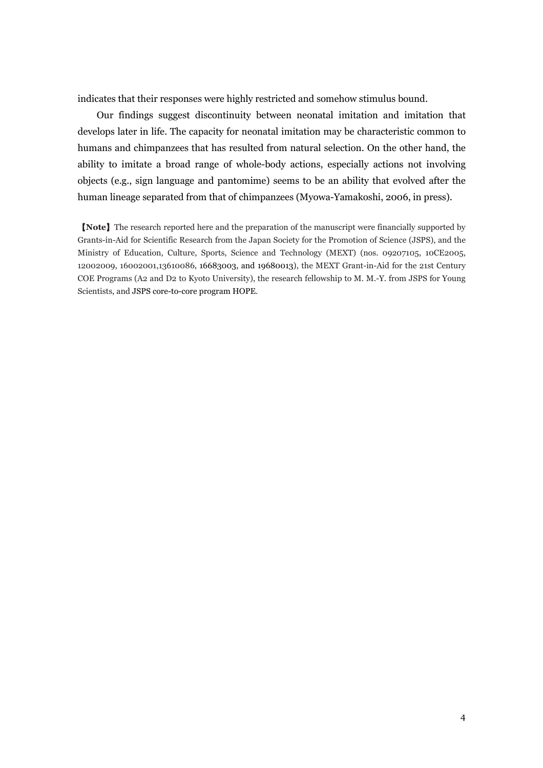indicates that their responses were highly restricted and somehow stimulus bound.

Our findings suggest discontinuity between neonatal imitation and imitation that develops later in life. The capacity for neonatal imitation may be characteristic common to humans and chimpanzees that has resulted from natural selection. On the other hand, the ability to imitate a broad range of whole-body actions, especially actions not involving objects (e.g., sign language and pantomime) seems to be an ability that evolved after the human lineage separated from that of chimpanzees (Myowa-Yamakoshi, 2006, in press).

**【Note】** The research reported here and the preparation of the manuscript were financially supported by Grants-in-Aid for Scientific Research from the Japan Society for the Promotion of Science (JSPS), and the Ministry of Education, Culture, Sports, Science and Technology (MEXT) (nos. 09207105, 10CE2005, 12002009, 16002001,13610086, 16683003, and 19680013), the MEXT Grant-in-Aid for the 21st Century COE Programs (A2 and D2 to Kyoto University), the research fellowship to M. M.-Y. from JSPS for Young Scientists, and JSPS core-to-core program HOPE.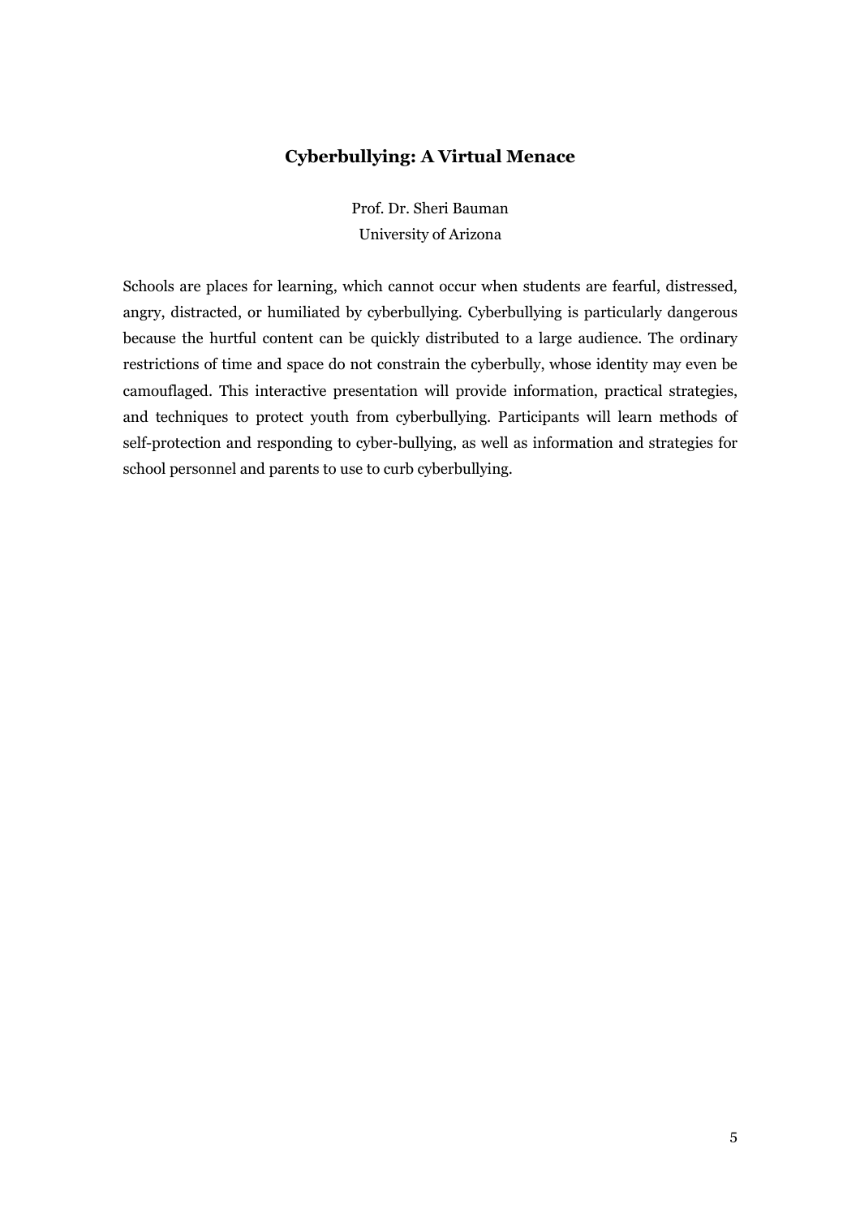## Cyberbullying: A Virtual Menace

Prof. Dr. Sheri Bauman
University of Arizona

Schools are places for learning, which cannot occur when students are fearful, distressed, angry, distracted, or humiliated by cyberbullying. Cyberbullying is particularly dangerous because the hurtful content can be quickly distributed to a large audience. The ordinary restrictions of time and space do not constrain the cyberbully, whose identity may even be camouflaged. This interactive presentation will provide information, practical strategies, and techniques to protect youth from cyberbullying. Participants will learn methods of self-protection and responding to cyber-bullying, as well as information and strategies for school personnel and parents to use to curb cyberbullying.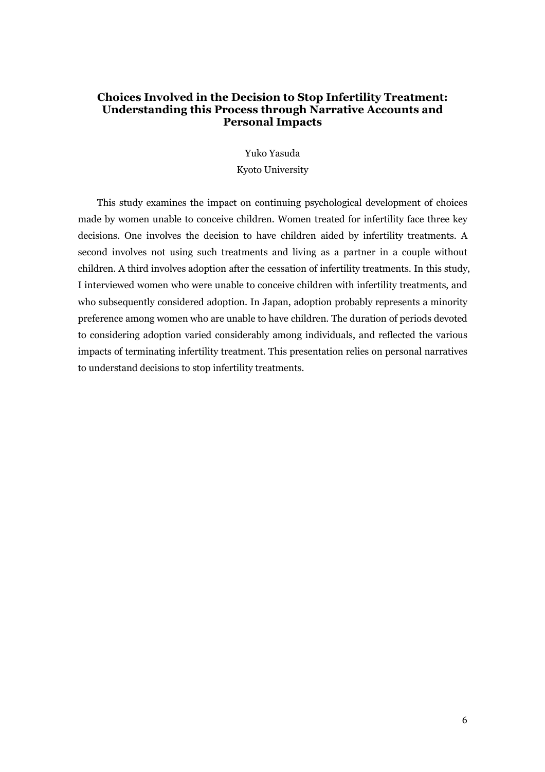## Choices Involved in the Decision to Stop Infertility Treatment: Understanding this Process through Narrative Accounts and Personal Impacts

Yuko Yasuda

Kyoto University

This study examines the impact on continuing psychological development of choices made by women unable to conceive children. Women treated for infertility face three key decisions. One involves the decision to have children aided by infertility treatments. A second involves not using such treatments and living as a partner in a couple without children. A third involves adoption after the cessation of infertility treatments. In this study, I interviewed women who were unable to conceive children with infertility treatments, and who subsequently considered adoption. In Japan, adoption probably represents a minority preference among women who are unable to have children. The duration of periods devoted to considering adoption varied considerably among individuals, and reflected the various impacts of terminating infertility treatment. This presentation relies on personal narratives to understand decisions to stop infertility treatments.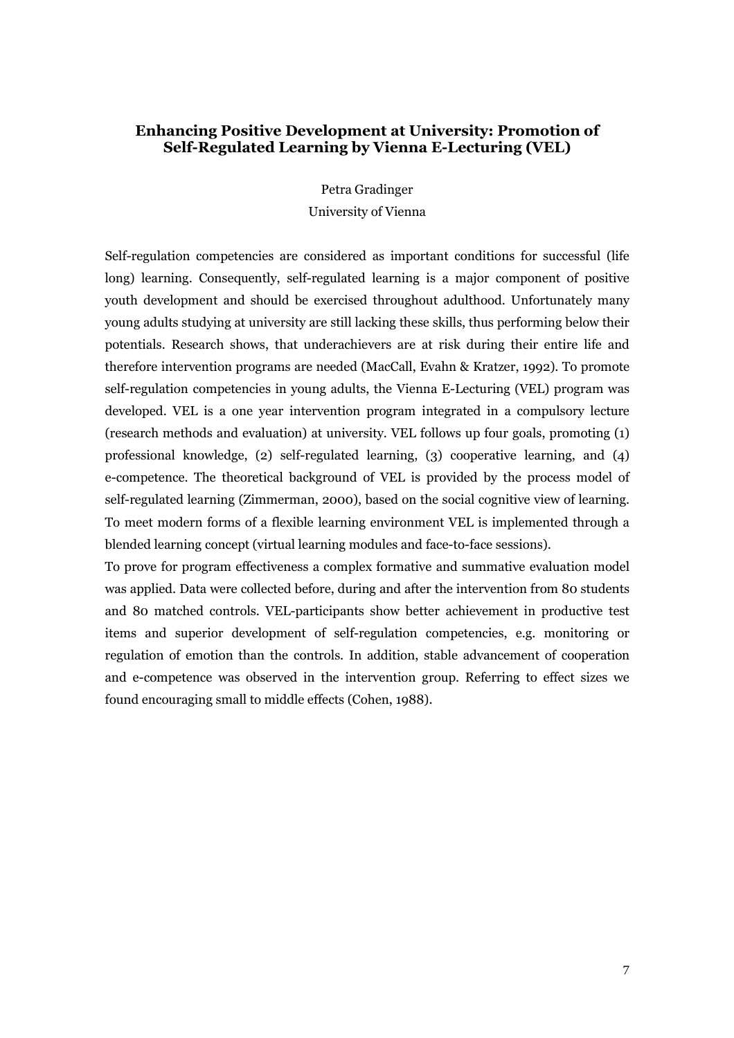## Enhancing Positive Development at University: Promotion of Self-Regulated Learning by Vienna E-Lecturing (VEL)

Petra Gradinger

University of Vienna

Self-regulation competencies are considered as important conditions for successful (life long) learning. Consequently, self-regulated learning is a major component of positive youth development and should be exercised throughout adulthood. Unfortunately many young adults studying at university are still lacking these skills, thus performing below their potentials. Research shows, that underachievers are at risk during their entire life and therefore intervention programs are needed (MacCall, Evahn & Kratzer, 1992). To promote self-regulation competencies in young adults, the Vienna E-Lecturing (VEL) program was developed. VEL is a one year intervention program integrated in a compulsory lecture (research methods and evaluation) at university. VEL follows up four goals, promoting (1) professional knowledge, (2) self-regulated learning, (3) cooperative learning, and (4) e-competence. The theoretical background of VEL is provided by the process model of self-regulated learning (Zimmerman, 2000), based on the social cognitive view of learning. To meet modern forms of a flexible learning environment VEL is implemented through a blended learning concept (virtual learning modules and face-to-face sessions).

To prove for program effectiveness a complex formative and summative evaluation model was applied. Data were collected before, during and after the intervention from 80 students and 80 matched controls. VEL-participants show better achievement in productive test items and superior development of self-regulation competencies, e.g. monitoring or regulation of emotion than the controls. In addition, stable advancement of cooperation and e-competence was observed in the intervention group. Referring to effect sizes we found encouraging small to middle effects (Cohen, 1988).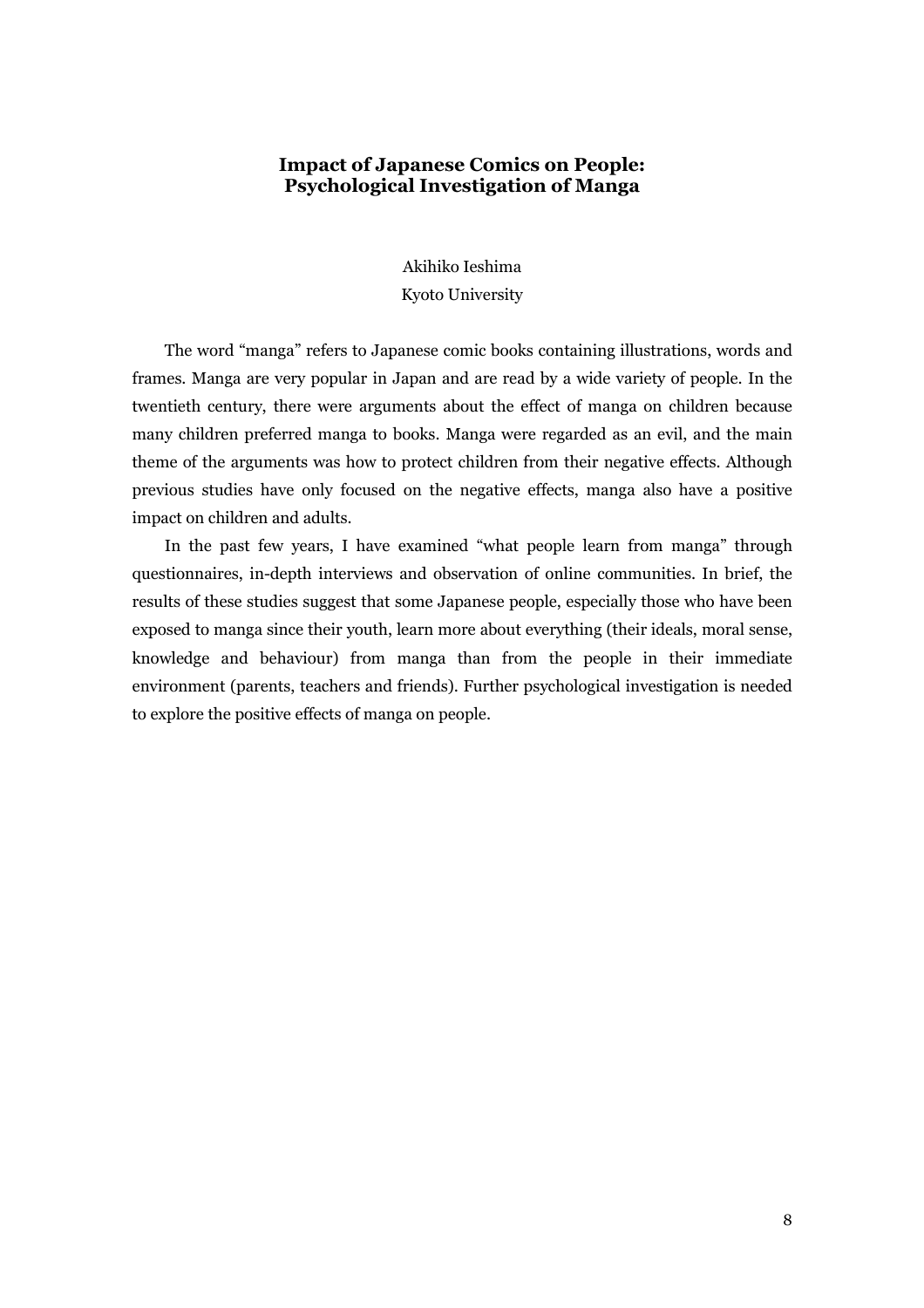# Impact of Japanese Comics on People: Psychological Investigation of Manga

Akihiko Ieshima

Kyoto University

The word “manga” refers to Japanese comic books containing illustrations, words and frames. Manga are very popular in Japan and are read by a wide variety of people. In the twentieth century, there were arguments about the effect of manga on children because many children preferred manga to books. Manga were regarded as an evil, and the main theme of the arguments was how to protect children from their negative effects. Although previous studies have only focused on the negative effects, manga also have a positive impact on children and adults.

In the past few years, I have examined “what people learn from manga” through questionnaires, in-depth interviews and observation of online communities. In brief, the results of these studies suggest that some Japanese people, especially those who have been exposed to manga since their youth, learn more about everything (their ideals, moral sense, knowledge and behaviour) from manga than from the people in their immediate environment (parents, teachers and friends). Further psychological investigation is needed to explore the positive effects of manga on people.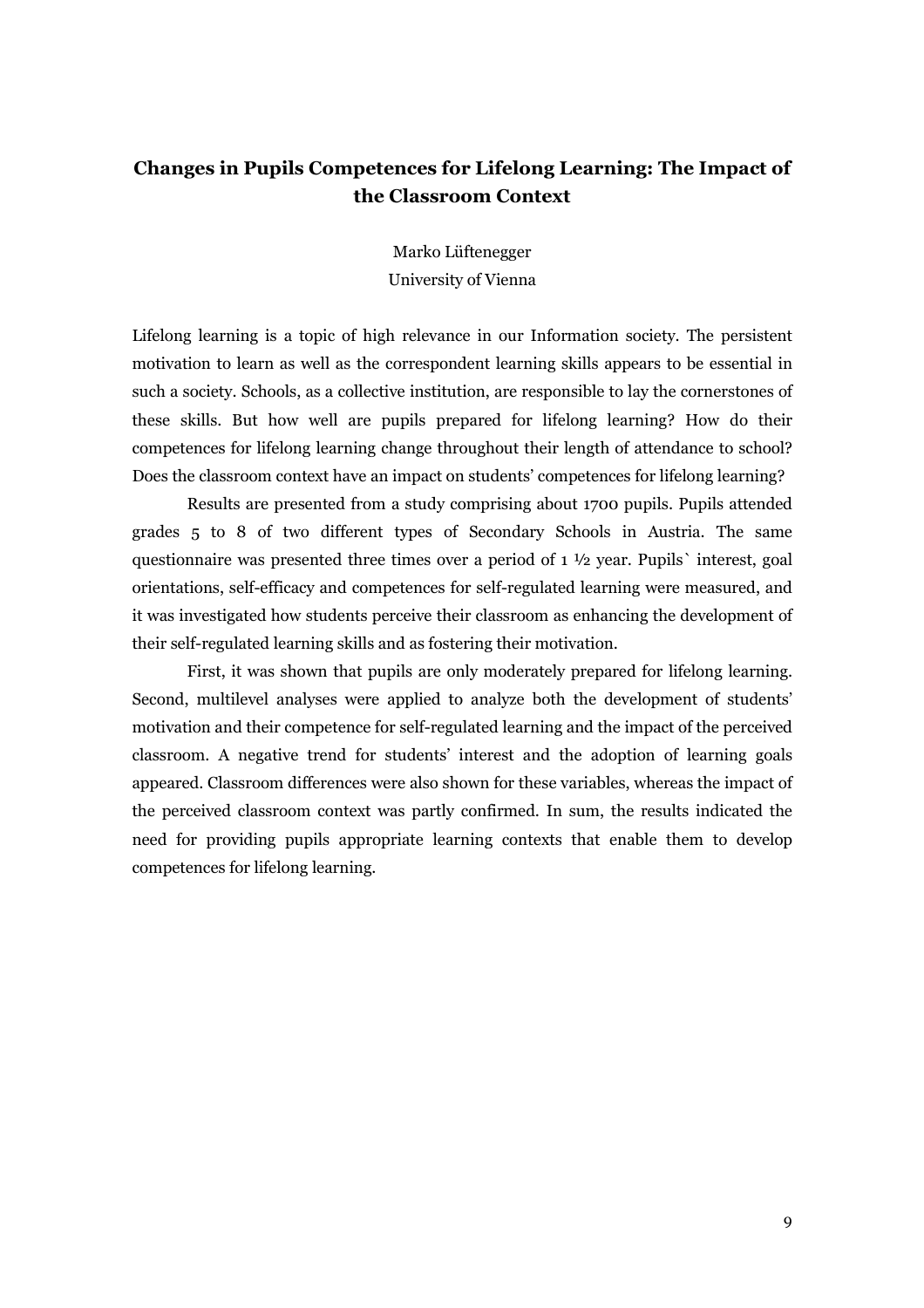## Changes in Pupils Competences for Lifelong Learning: The Impact of the Classroom Context

Marko Lüftenegger
University of Vienna

Lifelong learning is a topic of high relevance in our Information society. The persistent motivation to learn as well as the correspondent learning skills appears to be essential in such a society. Schools, as a collective institution, are responsible to lay the cornerstones of these skills. But how well are pupils prepared for lifelong learning? How do their competences for lifelong learning change throughout their length of attendance to school? Does the classroom context have an impact on students' competences for lifelong learning?

Results are presented from a study comprising about 1700 pupils. Pupils attended grades 5 to 8 of two different types of Secondary Schools in Austria. The same questionnaire was presented three times over a period of 1 ½ year. Pupils` interest, goal orientations, self-efficacy and competences for self-regulated learning were measured, and it was investigated how students perceive their classroom as enhancing the development of their self-regulated learning skills and as fostering their motivation.

First, it was shown that pupils are only moderately prepared for lifelong learning. Second, multilevel analyses were applied to analyze both the development of students' motivation and their competence for self-regulated learning and the impact of the perceived classroom. A negative trend for students' interest and the adoption of learning goals appeared. Classroom differences were also shown for these variables, whereas the impact of the perceived classroom context was partly confirmed. In sum, the results indicated the need for providing pupils appropriate learning contexts that enable them to develop competences for lifelong learning.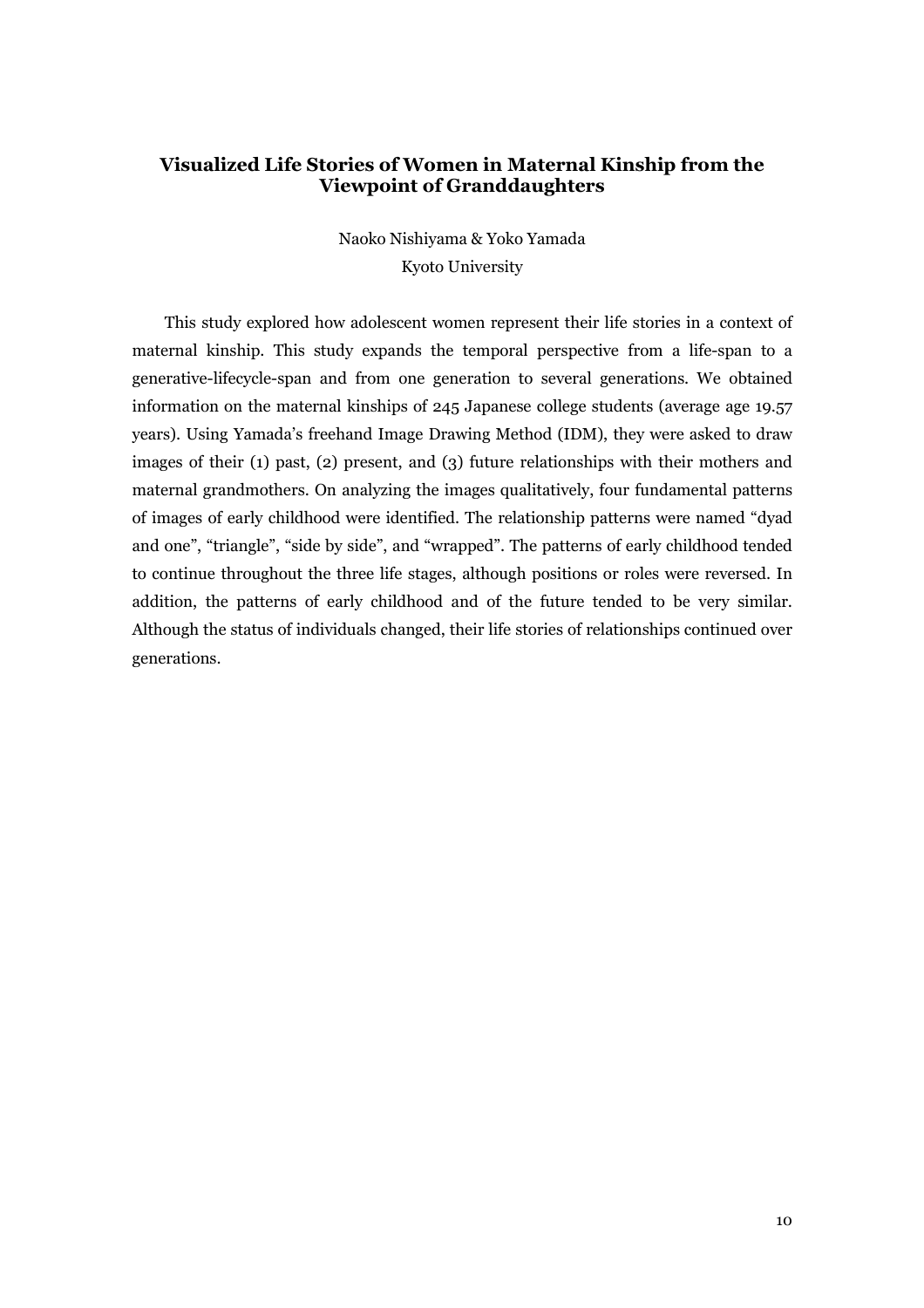## Visualized Life Stories of Women in Maternal Kinship from the Viewpoint of Granddaughters

Naoko Nishiyama & Yoko Yamada
Kyoto University

This study explored how adolescent women represent their life stories in a context of maternal kinship. This study expands the temporal perspective from a life-span to a generative-lifecycle-span and from one generation to several generations. We obtained information on the maternal kinships of 245 Japanese college students (average age 19.57 years). Using Yamada's freehand Image Drawing Method (IDM), they were asked to draw images of their (1) past, (2) present, and (3) future relationships with their mothers and maternal grandmothers. On analyzing the images qualitatively, four fundamental patterns of images of early childhood were identified. The relationship patterns were named "dyad and one", "triangle", "side by side", and "wrapped". The patterns of early childhood tended to continue throughout the three life stages, although positions or roles were reversed. In addition, the patterns of early childhood and of the future tended to be very similar. Although the status of individuals changed, their life stories of relationships continued over generations.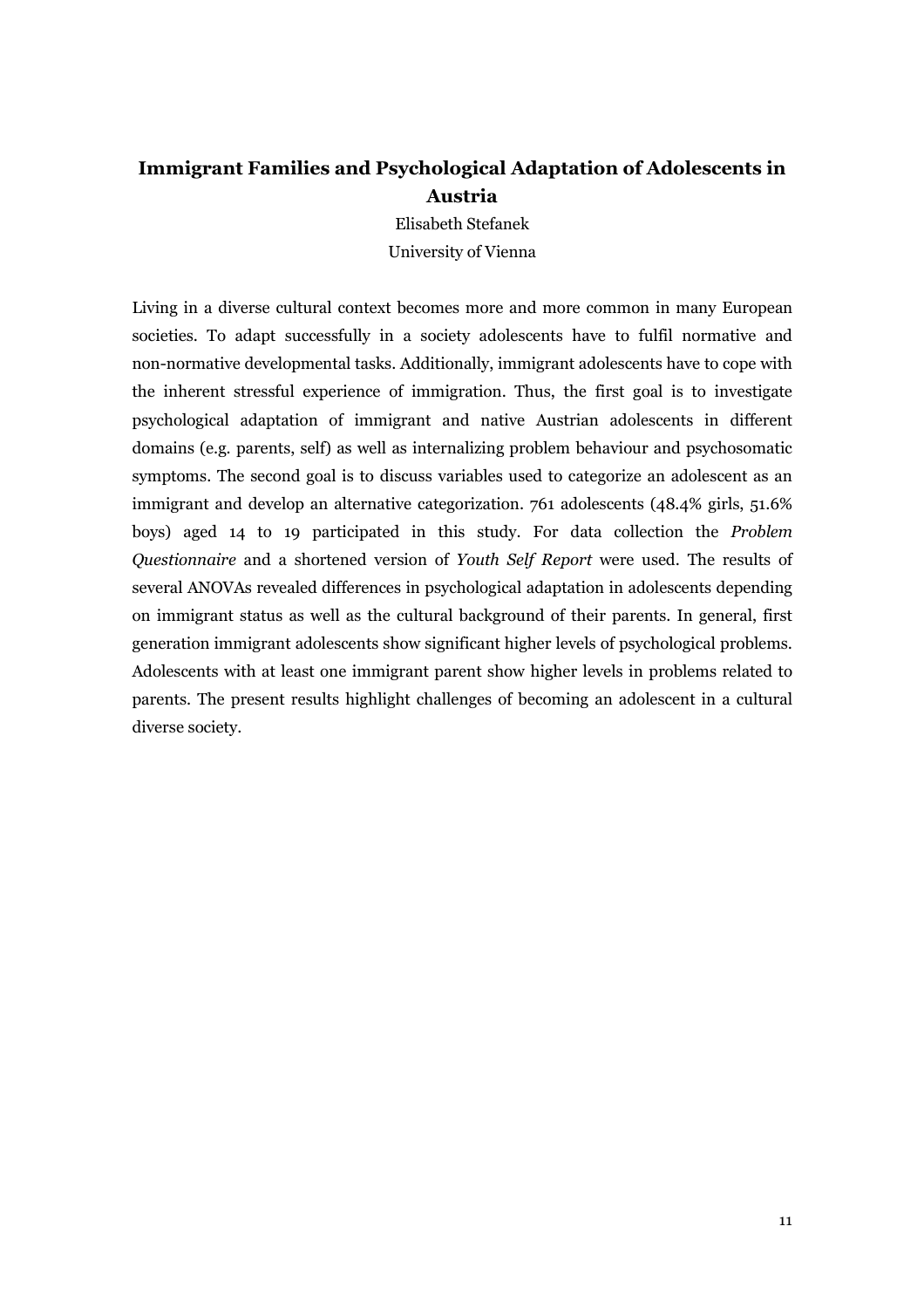## Immigrant Families and Psychological Adaptation of Adolescents in Austria

Elisabeth Stefanek

University of Vienna

Living in a diverse cultural context becomes more and more common in many European societies. To adapt successfully in a society adolescents have to fulfil normative and non-normative developmental tasks. Additionally, immigrant adolescents have to cope with the inherent stressful experience of immigration. Thus, the first goal is to investigate psychological adaptation of immigrant and native Austrian adolescents in different domains (e.g. parents, self) as well as internalizing problem behaviour and psychosomatic symptoms. The second goal is to discuss variables used to categorize an adolescent as an immigrant and develop an alternative categorization. 761 adolescents (48.4% girls, 51.6% boys) aged 14 to 19 participated in this study. For data collection the *Problem Questionnaire* and a shortened version of *Youth Self Report* were used. The results of several ANOVAs revealed differences in psychological adaptation in adolescents depending on immigrant status as well as the cultural background of their parents. In general, first generation immigrant adolescents show significant higher levels of psychological problems. Adolescents with at least one immigrant parent show higher levels in problems related to parents. The present results highlight challenges of becoming an adolescent in a cultural diverse society.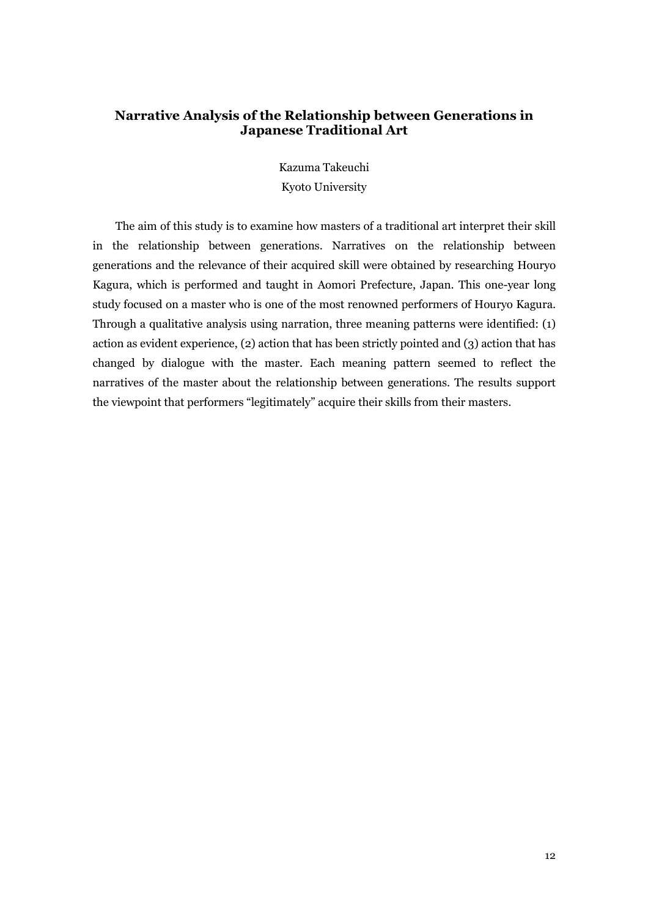## Narrative Analysis of the Relationship between Generations in Japanese Traditional Art

Kazuma Takeuchi

Kyoto University

The aim of this study is to examine how masters of a traditional art interpret their skill in the relationship between generations. Narratives on the relationship between generations and the relevance of their acquired skill were obtained by researching Houryo Kagura, which is performed and taught in Aomori Prefecture, Japan. This one-year long study focused on a master who is one of the most renowned performers of Houryo Kagura. Through a qualitative analysis using narration, three meaning patterns were identified: (1) action as evident experience, (2) action that has been strictly pointed and (3) action that has changed by dialogue with the master. Each meaning pattern seemed to reflect the narratives of the master about the relationship between generations. The results support the viewpoint that performers "legitimately" acquire their skills from their masters.